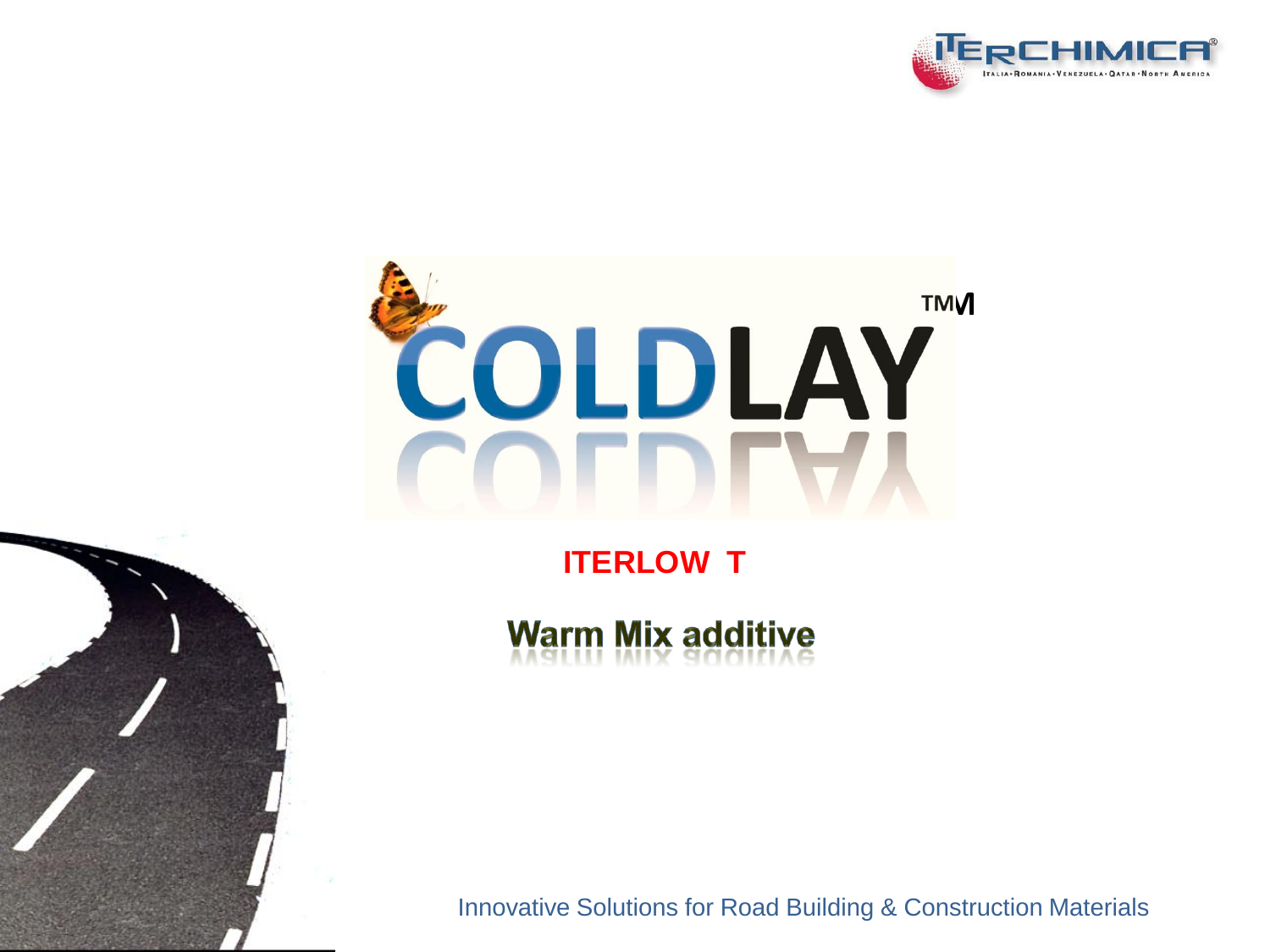# COLDLAY™

## ITERLOW T

### Warm Mix additive

Innovative Solutions for Road Building & Construction Materials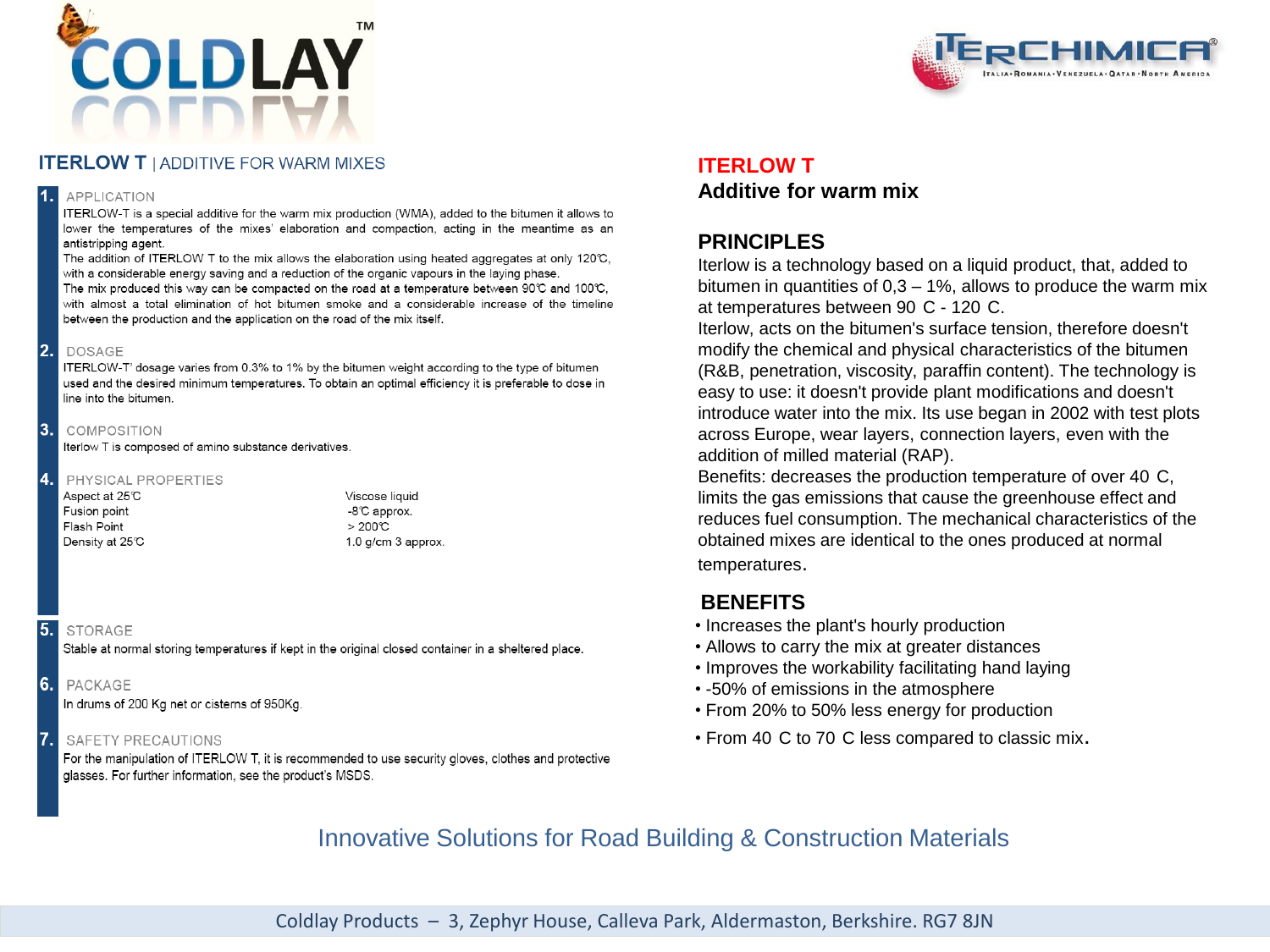# ITERLOW T | ADDITIVE FOR WARM MIXES

**1.** APPLICATION

ITERLOW-T is a special additive for the warm mix production (WMA), added to the bitumen it allows to lower the temperatures of the mixes' elaboration and compaction, acting in the meantime as an antistripping agent.
The addition of ITERLOW T to the mix allows the elaboration using heated aggregates at only 120℃, with a considerable energy saving and a reduction of the organic vapours in the laying phase.
The mix produced this way can be compacted on the road at a temperature between 90℃ and 100℃, with almost a total elimination of hot bitumen smoke and a considerable increase of the timeline between the production and the application on the road of the mix itself.

**2.** DOSAGE

ITERLOW-T' dosage varies from 0.3% to 1% by the bitumen weight according to the type of bitumen used and the desired minimum temperatures. To obtain an optimal efficiency it is preferable to dose in line into the bitumen.

**3.** COMPOSITION

Iterlow T is composed of amino substance derivatives.

**4.** PHYSICAL PROPERTIES

| | |
|---|---|
| Aspect at 25℃ | Viscose liquid |
| Fusion point | -8℃ approx. |
| Flash Point | > 200℃ |
| Density at 25℃ | 1.0 g/cm 3 approx. |

**5.** STORAGE

Stable at normal storing temperatures if kept in the original closed container in a sheltered place.

**6.** PACKAGE

In drums of 200 Kg net or cisterns of 950Kg.

**7.** SAFETY PRECAUTIONS

For the manipulation of ITERLOW T, it is recommended to use security gloves, clothes and protective glasses. For further information, see the product's MSDS.

## ITERLOW T

**Additive for warm mix**

## PRINCIPLES

Iterlow is a technology based on a liquid product, that, added to bitumen in quantities of 0,3 – 1%, allows to produce the warm mix at temperatures between 90 C - 120 C.
Iterlow, acts on the bitumen's surface tension, therefore doesn't modify the chemical and physical characteristics of the bitumen (R&B, penetration, viscosity, paraffin content). The technology is easy to use: it doesn't provide plant modifications and doesn't introduce water into the mix. Its use began in 2002 with test plots across Europe, wear layers, connection layers, even with the addition of milled material (RAP).
Benefits: decreases the production temperature of over 40 C, limits the gas emissions that cause the greenhouse effect and reduces fuel consumption. The mechanical characteristics of the obtained mixes are identical to the ones produced at normal temperatures.

## BENEFITS

- Increases the plant's hourly production
- Allows to carry the mix at greater distances
- Improves the workability facilitating hand laying
- -50% of emissions in the atmosphere
- From 20% to 50% less energy for production
- From 40 C to 70 C less compared to classic mix.

Innovative Solutions for Road Building & Construction Materials

Coldlay Products – 3, Zephyr House, Calleva Park, Aldermaston, Berkshire. RG7 8JN